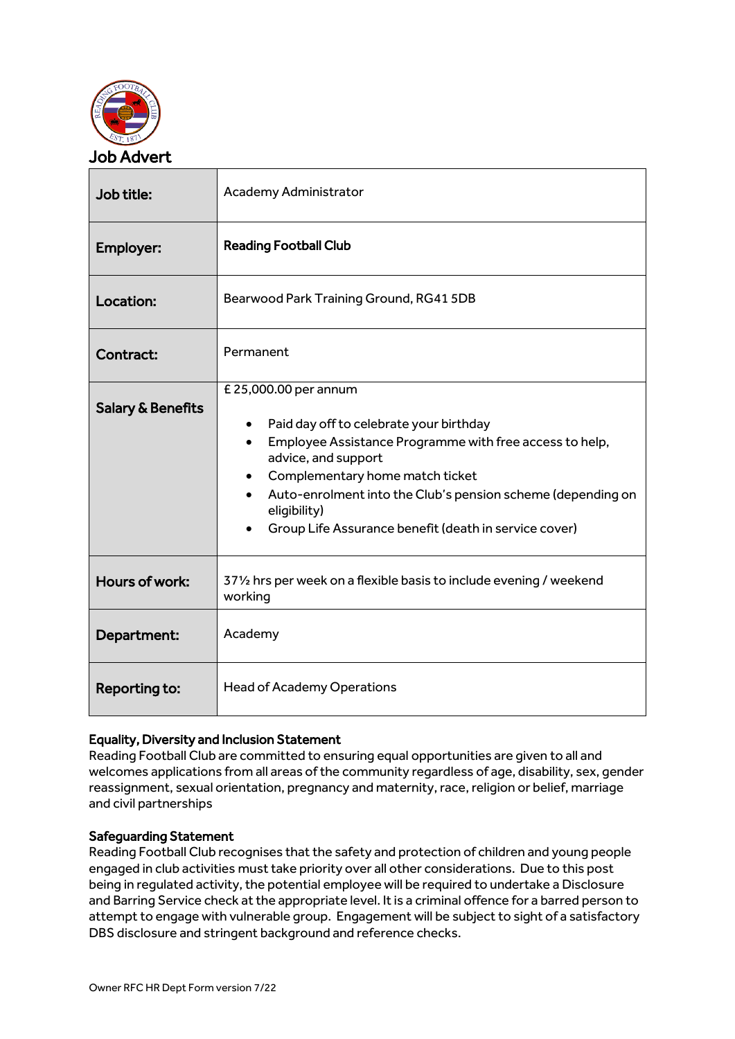# Job Advert

| Job title: | Academy Administrator |
|---|---|
| Employer: | **Reading Football Club** |
| Location: | Bearwood Park Training Ground, RG41 5DB |
| Contract: | Permanent |
| Salary & Benefits | £ 25,000.00 per annum<br><br>• Paid day off to celebrate your birthday<br>• Employee Assistance Programme with free access to help, advice, and support<br>• Complementary home match ticket<br>• Auto-enrolment into the Club's pension scheme (depending on eligibility)<br>• Group Life Assurance benefit (death in service cover) |
| Hours of work: | 37½ hrs per week on a flexible basis to include evening / weekend working |
| Department: | Academy |
| Reporting to: | Head of Academy Operations |

**Equality, Diversity and Inclusion Statement**

Reading Football Club are committed to ensuring equal opportunities are given to all and welcomes applications from all areas of the community regardless of age, disability, sex, gender reassignment, sexual orientation, pregnancy and maternity, race, religion or belief, marriage and civil partnerships

**Safeguarding Statement**

Reading Football Club recognises that the safety and protection of children and young people engaged in club activities must take priority over all other considerations. Due to this post being in regulated activity, the potential employee will be required to undertake a Disclosure and Barring Service check at the appropriate level. It is a criminal offence for a barred person to attempt to engage with vulnerable group. Engagement will be subject to sight of a satisfactory DBS disclosure and stringent background and reference checks.

Owner RFC HR Dept Form version 7/22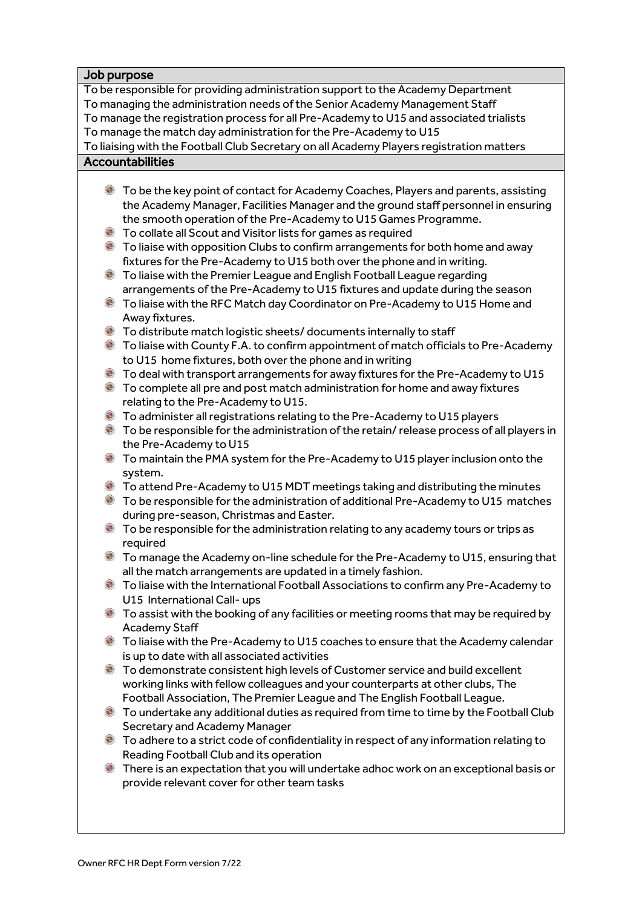## Job purpose

To be responsible for providing administration support to the Academy Department
To managing the administration needs of the Senior Academy Management Staff
To manage the registration process for all Pre-Academy to U15 and associated trialists
To manage the match day administration for the Pre-Academy to U15
To liaising with the Football Club Secretary on all Academy Players registration matters

## Accountabilities

- To be the key point of contact for Academy Coaches, Players and parents, assisting the Academy Manager, Facilities Manager and the ground staff personnel in ensuring the smooth operation of the Pre-Academy to U15 Games Programme.
- To collate all Scout and Visitor lists for games as required
- To liaise with opposition Clubs to confirm arrangements for both home and away fixtures for the Pre-Academy to U15 both over the phone and in writing.
- To liaise with the Premier League and English Football League regarding arrangements of the Pre-Academy to U15 fixtures and update during the season
- To liaise with the RFC Match day Coordinator on Pre-Academy to U15 Home and Away fixtures.
- To distribute match logistic sheets/ documents internally to staff
- To liaise with County F.A. to confirm appointment of match officials to Pre-Academy to U15 home fixtures, both over the phone and in writing
- To deal with transport arrangements for away fixtures for the Pre-Academy to U15
- To complete all pre and post match administration for home and away fixtures relating to the Pre-Academy to U15.
- To administer all registrations relating to the Pre-Academy to U15 players
- To be responsible for the administration of the retain/ release process of all players in the Pre-Academy to U15
- To maintain the PMA system for the Pre-Academy to U15 player inclusion onto the system.
- To attend Pre-Academy to U15 MDT meetings taking and distributing the minutes
- To be responsible for the administration of additional Pre-Academy to U15 matches during pre-season, Christmas and Easter.
- To be responsible for the administration relating to any academy tours or trips as required
- To manage the Academy on-line schedule for the Pre-Academy to U15, ensuring that all the match arrangements are updated in a timely fashion.
- To liaise with the International Football Associations to confirm any Pre-Academy to U15 International Call- ups
- To assist with the booking of any facilities or meeting rooms that may be required by Academy Staff
- To liaise with the Pre-Academy to U15 coaches to ensure that the Academy calendar is up to date with all associated activities
- To demonstrate consistent high levels of Customer service and build excellent working links with fellow colleagues and your counterparts at other clubs, The Football Association, The Premier League and The English Football League.
- To undertake any additional duties as required from time to time by the Football Club Secretary and Academy Manager
- To adhere to a strict code of confidentiality in respect of any information relating to Reading Football Club and its operation
- There is an expectation that you will undertake adhoc work on an exceptional basis or provide relevant cover for other team tasks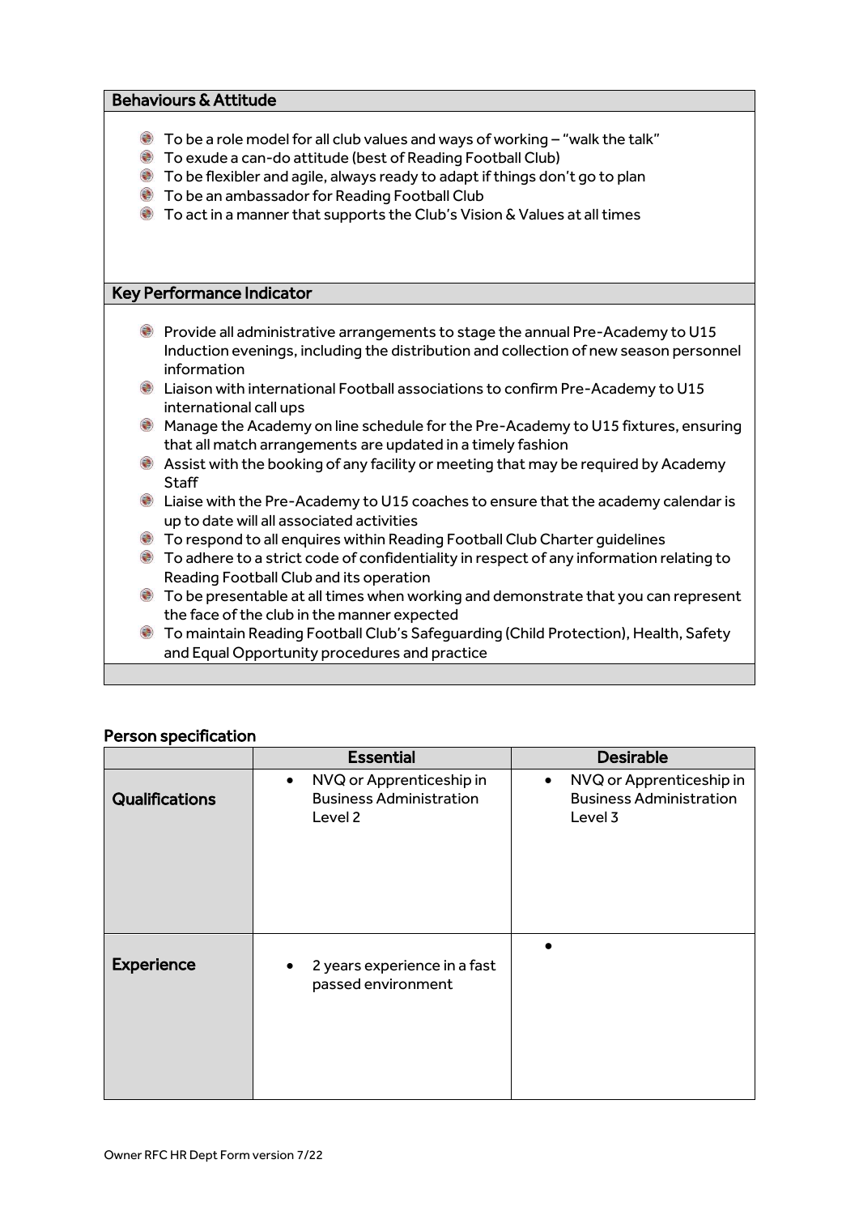## Behaviours & Attitude

- To be a role model for all club values and ways of working – "walk the talk"
- To exude a can-do attitude (best of Reading Football Club)
- To be flexibler and agile, always ready to adapt if things don't go to plan
- To be an ambassador for Reading Football Club
- To act in a manner that supports the Club's Vision & Values at all times

## Key Performance Indicator

- Provide all administrative arrangements to stage the annual Pre-Academy to U15 Induction evenings, including the distribution and collection of new season personnel information
- Liaison with international Football associations to confirm Pre-Academy to U15 international call ups
- Manage the Academy on line schedule for the Pre-Academy to U15 fixtures, ensuring that all match arrangements are updated in a timely fashion
- Assist with the booking of any facility or meeting that may be required by Academy Staff
- Liaise with the Pre-Academy to U15 coaches to ensure that the academy calendar is up to date will all associated activities
- To respond to all enquires within Reading Football Club Charter guidelines
- To adhere to a strict code of confidentiality in respect of any information relating to Reading Football Club and its operation
- To be presentable at all times when working and demonstrate that you can represent the face of the club in the manner expected
- To maintain Reading Football Club's Safeguarding (Child Protection), Health, Safety and Equal Opportunity procedures and practice

## Person specification

| | Essential | Desirable |
|---|---|---|
| **Qualifications** | • NVQ or Apprenticeship in Business Administration Level 2 | • NVQ or Apprenticeship in Business Administration Level 3 |
| **Experience** | • 2 years experience in a fast passed environment | • |

Owner RFC HR Dept Form version 7/22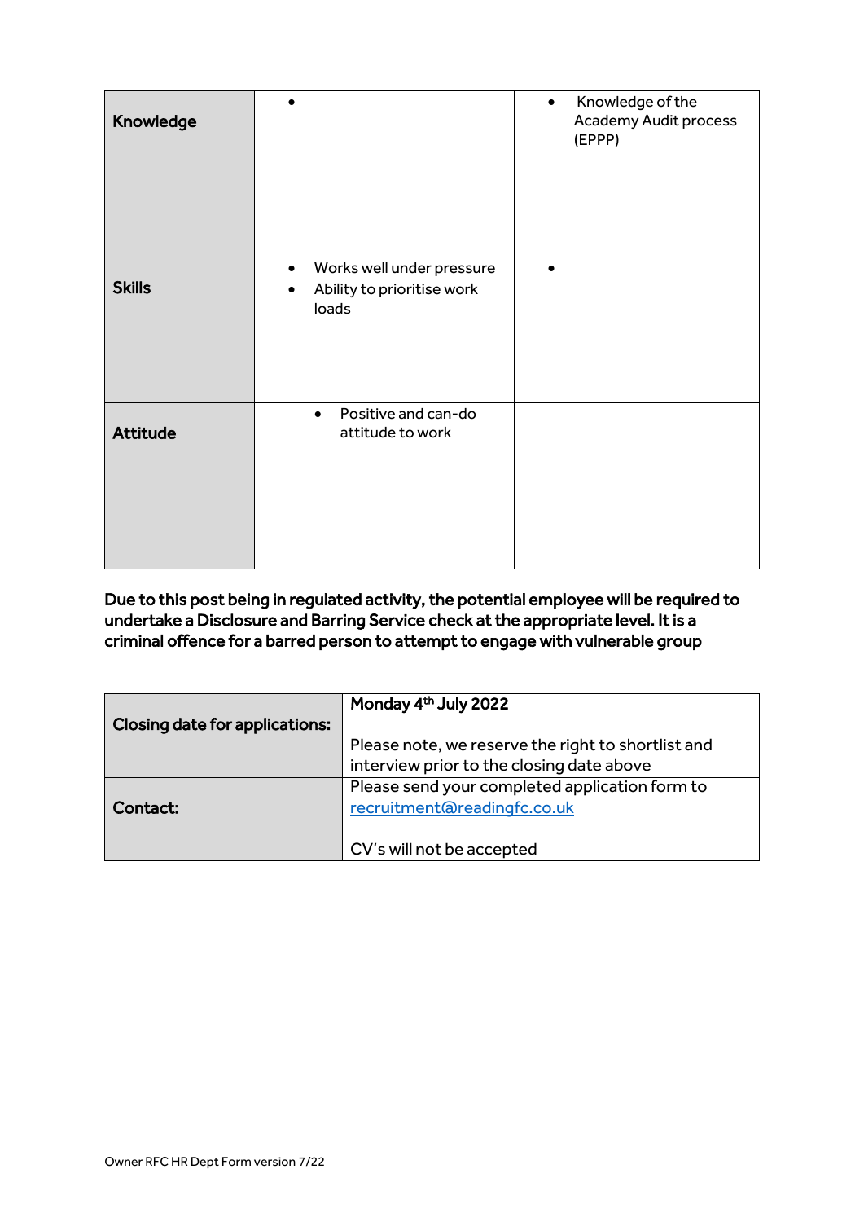| | | |
|---|---|---|
| **Knowledge** | • | • Knowledge of the Academy Audit process (EPPP) |
| **Skills** | • Works well under pressure<br>• Ability to prioritise work loads | • |
| **Attitude** | • Positive and can-do attitude to work | |

**Due to this post being in regulated activity, the potential employee will be required to undertake a Disclosure and Barring Service check at the appropriate level. It is a criminal offence for a barred person to attempt to engage with vulnerable group**

| | |
|---|---|
| **Closing date for applications:** | **Monday 4th July 2022**<br><br>Please note, we reserve the right to shortlist and interview prior to the closing date above |
| **Contact:** | Please send your completed application form to recruitment@readingfc.co.uk<br><br>CV's will not be accepted |

Owner RFC HR Dept Form version 7/22